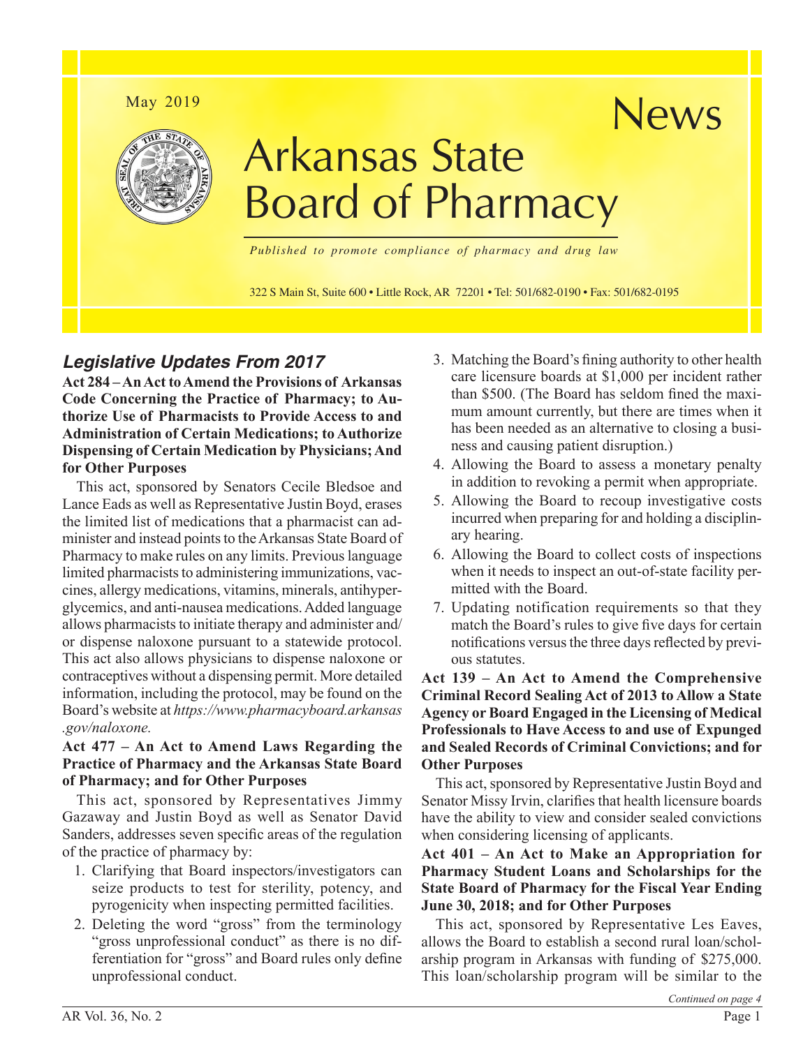May 2019

# Arkansas State Board of Pharmacy News

*Published to promote compliance of pharmacy and drug law*

322 S Main St, Suite 600 • Little Rock, AR 72201 • Tel: 501/682-0190 • Fax: 501/682-0195

## *Legislative Updates From 2017*

**Act 284 – An Act to Amend the Provisions of Arkansas Code Concerning the Practice of Pharmacy; to Authorize Use of Pharmacists to Provide Access to and Administration of Certain Medications; to Authorize Dispensing of Certain Medication by Physicians; And for Other Purposes**

This act, sponsored by Senators Cecile Bledsoe and Lance Eads as well as Representative Justin Boyd, erases the limited list of medications that a pharmacist can administer and instead points to the Arkansas State Board of Pharmacy to make rules on any limits. Previous language limited pharmacists to administering immunizations, vaccines, allergy medications, vitamins, minerals, antihyperglycemics, and anti-nausea medications. Added language allows pharmacists to initiate therapy and administer and/or dispense naloxone pursuant to a statewide protocol. This act also allows physicians to dispense naloxone or contraceptives without a dispensing permit. More detailed information, including the protocol, may be found on the Board's website at *https://www.pharmacyboard.arkansas.gov/naloxone.*

**Act 477 – An Act to Amend Laws Regarding the Practice of Pharmacy and the Arkansas State Board of Pharmacy; and for Other Purposes**

This act, sponsored by Representatives Jimmy Gazaway and Justin Boyd as well as Senator David Sanders, addresses seven specific areas of the regulation of the practice of pharmacy by:

1. Clarifying that Board inspectors/investigators can seize products to test for sterility, potency, and pyrogenicity when inspecting permitted facilities.
2. Deleting the word "gross" from the terminology "gross unprofessional conduct" as there is no differentiation for "gross" and Board rules only define unprofessional conduct.
3. Matching the Board's fining authority to other health care licensure boards at $1,000 per incident rather than $500. (The Board has seldom fined the maximum amount currently, but there are times when it has been needed as an alternative to closing a business and causing patient disruption.)
4. Allowing the Board to assess a monetary penalty in addition to revoking a permit when appropriate.
5. Allowing the Board to recoup investigative costs incurred when preparing for and holding a disciplinary hearing.
6. Allowing the Board to collect costs of inspections when it needs to inspect an out-of-state facility permitted with the Board.
7. Updating notification requirements so that they match the Board's rules to give five days for certain notifications versus the three days reflected by previous statutes.

**Act 139 – An Act to Amend the Comprehensive Criminal Record Sealing Act of 2013 to Allow a State Agency or Board Engaged in the Licensing of Medical Professionals to Have Access to and use of Expunged and Sealed Records of Criminal Convictions; and for Other Purposes**

This act, sponsored by Representative Justin Boyd and Senator Missy Irvin, clarifies that health licensure boards have the ability to view and consider sealed convictions when considering licensing of applicants.

**Act 401 – An Act to Make an Appropriation for Pharmacy Student Loans and Scholarships for the State Board of Pharmacy for the Fiscal Year Ending June 30, 2018; and for Other Purposes**

This act, sponsored by Representative Les Eaves, allows the Board to establish a second rural loan/scholarship program in Arkansas with funding of $275,000. This loan/scholarship program will be similar to the

*Continued on page 4*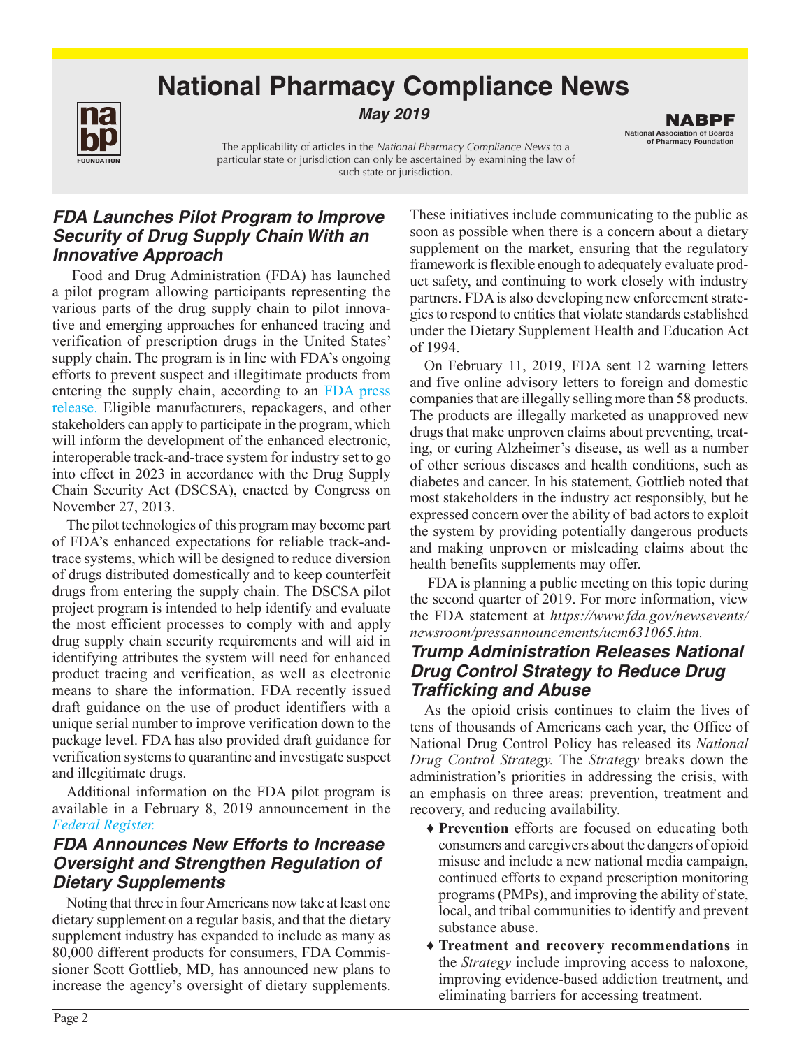# National Pharmacy Compliance News

***May 2019***

The applicability of articles in the *National Pharmacy Compliance News* to a particular state or jurisdiction can only be ascertained by examining the law of such state or jurisdiction.

## *FDA Launches Pilot Program to Improve Security of Drug Supply Chain With an Innovative Approach*

Food and Drug Administration (FDA) has launched a pilot program allowing participants representing the various parts of the drug supply chain to pilot innovative and emerging approaches for enhanced tracing and verification of prescription drugs in the United States' supply chain. The program is in line with FDA's ongoing efforts to prevent suspect and illegitimate products from entering the supply chain, according to an FDA press release. Eligible manufacturers, repackagers, and other stakeholders can apply to participate in the program, which will inform the development of the enhanced electronic, interoperable track-and-trace system for industry set to go into effect in 2023 in accordance with the Drug Supply Chain Security Act (DSCSA), enacted by Congress on November 27, 2013.

The pilot technologies of this program may become part of FDA's enhanced expectations for reliable track-and-trace systems, which will be designed to reduce diversion of drugs distributed domestically and to keep counterfeit drugs from entering the supply chain. The DSCSA pilot project program is intended to help identify and evaluate the most efficient processes to comply with and apply drug supply chain security requirements and will aid in identifying attributes the system will need for enhanced product tracing and verification, as well as electronic means to share the information. FDA recently issued draft guidance on the use of product identifiers with a unique serial number to improve verification down to the package level. FDA has also provided draft guidance for verification systems to quarantine and investigate suspect and illegitimate drugs.

Additional information on the FDA pilot program is available in a February 8, 2019 announcement in the *Federal Register.*

## *FDA Announces New Efforts to Increase Oversight and Strengthen Regulation of Dietary Supplements*

Noting that three in four Americans now take at least one dietary supplement on a regular basis, and that the dietary supplement industry has expanded to include as many as 80,000 different products for consumers, FDA Commissioner Scott Gottlieb, MD, has announced new plans to increase the agency's oversight of dietary supplements. These initiatives include communicating to the public as soon as possible when there is a concern about a dietary supplement on the market, ensuring that the regulatory framework is flexible enough to adequately evaluate product safety, and continuing to work closely with industry partners. FDA is also developing new enforcement strategies to respond to entities that violate standards established under the Dietary Supplement Health and Education Act of 1994.

On February 11, 2019, FDA sent 12 warning letters and five online advisory letters to foreign and domestic companies that are illegally selling more than 58 products. The products are illegally marketed as unapproved new drugs that make unproven claims about preventing, treating, or curing Alzheimer's disease, as well as a number of other serious diseases and health conditions, such as diabetes and cancer. In his statement, Gottlieb noted that most stakeholders in the industry act responsibly, but he expressed concern over the ability of bad actors to exploit the system by providing potentially dangerous products and making unproven or misleading claims about the health benefits supplements may offer.

FDA is planning a public meeting on this topic during the second quarter of 2019. For more information, view the FDA statement at *https://www.fda.gov/newsevents/newsroom/pressannouncements/ucm631065.htm.*

## *Trump Administration Releases National Drug Control Strategy to Reduce Drug Trafficking and Abuse*

As the opioid crisis continues to claim the lives of tens of thousands of Americans each year, the Office of National Drug Control Policy has released its *National Drug Control Strategy.* The *Strategy* breaks down the administration's priorities in addressing the crisis, with an emphasis on three areas: prevention, treatment and recovery, and reducing availability.

- **Prevention** efforts are focused on educating both consumers and caregivers about the dangers of opioid misuse and include a new national media campaign, continued efforts to expand prescription monitoring programs (PMPs), and improving the ability of state, local, and tribal communities to identify and prevent substance abuse.
- **Treatment and recovery recommendations** in the *Strategy* include improving access to naloxone, improving evidence-based addiction treatment, and eliminating barriers for accessing treatment.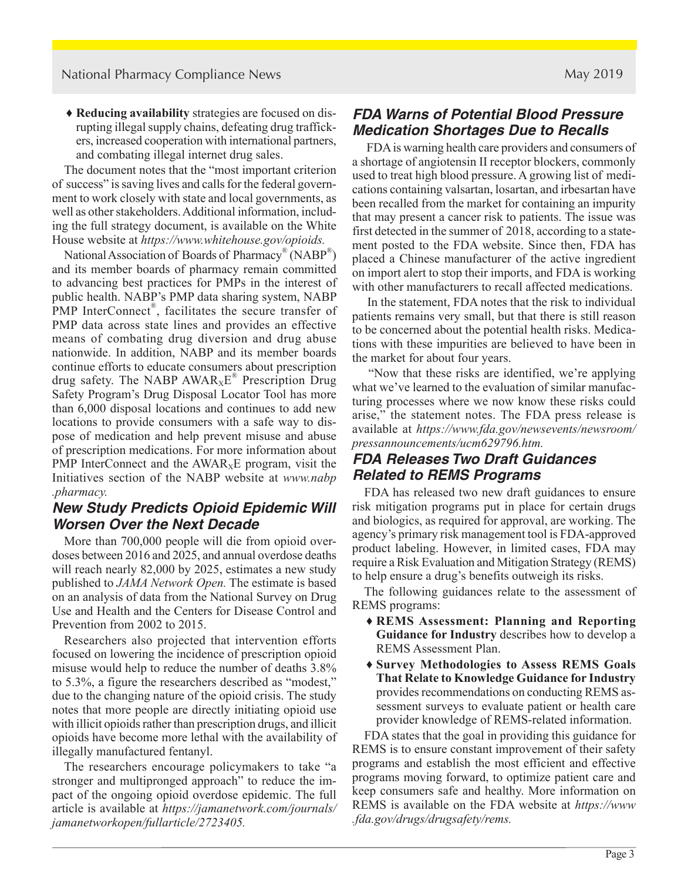- **Reducing availability** strategies are focused on disrupting illegal supply chains, defeating drug traffickers, increased cooperation with international partners, and combating illegal internet drug sales.

The document notes that the "most important criterion of success" is saving lives and calls for the federal government to work closely with state and local governments, as well as other stakeholders. Additional information, including the full strategy document, is available on the White House website at *https://www.whitehouse.gov/opioids.*

National Association of Boards of Pharmacy® (NABP®) and its member boards of pharmacy remain committed to advancing best practices for PMPs in the interest of public health. NABP's PMP data sharing system, NABP PMP InterConnect®, facilitates the secure transfer of PMP data across state lines and provides an effective means of combating drug diversion and drug abuse nationwide. In addition, NABP and its member boards continue efforts to educate consumers about prescription drug safety. The NABP $AWAR_XE$® Prescription Drug Safety Program's Drug Disposal Locator Tool has more than 6,000 disposal locations and continues to add new locations to provide consumers with a safe way to dispose of medication and help prevent misuse and abuse of prescription medications. For more information about PMP InterConnect and the $AWAR_XE$ program, visit the Initiatives section of the NABP website at *www.nabp.pharmacy.*

## New Study Predicts Opioid Epidemic Will Worsen Over the Next Decade

More than 700,000 people will die from opioid overdoses between 2016 and 2025, and annual overdose deaths will reach nearly 82,000 by 2025, estimates a new study published to *JAMA Network Open.* The estimate is based on an analysis of data from the National Survey on Drug Use and Health and the Centers for Disease Control and Prevention from 2002 to 2015.

Researchers also projected that intervention efforts focused on lowering the incidence of prescription opioid misuse would help to reduce the number of deaths 3.8% to 5.3%, a figure the researchers described as "modest," due to the changing nature of the opioid crisis. The study notes that more people are directly initiating opioid use with illicit opioids rather than prescription drugs, and illicit opioids have become more lethal with the availability of illegally manufactured fentanyl.

The researchers encourage policymakers to take "a stronger and multipronged approach" to reduce the impact of the ongoing opioid overdose epidemic. The full article is available at *https://jamanetwork.com/journals/jamanetworkopen/fullarticle/2723405.*

## FDA Warns of Potential Blood Pressure Medication Shortages Due to Recalls

FDA is warning health care providers and consumers of a shortage of angiotensin II receptor blockers, commonly used to treat high blood pressure. A growing list of medications containing valsartan, losartan, and irbesartan have been recalled from the market for containing an impurity that may present a cancer risk to patients. The issue was first detected in the summer of 2018, according to a statement posted to the FDA website. Since then, FDA has placed a Chinese manufacturer of the active ingredient on import alert to stop their imports, and FDA is working with other manufacturers to recall affected medications.

In the statement, FDA notes that the risk to individual patients remains very small, but that there is still reason to be concerned about the potential health risks. Medications with these impurities are believed to have been in the market for about four years.

"Now that these risks are identified, we're applying what we've learned to the evaluation of similar manufacturing processes where we now know these risks could arise," the statement notes. The FDA press release is available at *https://www.fda.gov/newsevents/newsroom/pressannouncements/ucm629796.htm.*

## FDA Releases Two Draft Guidances Related to REMS Programs

FDA has released two new draft guidances to ensure risk mitigation programs put in place for certain drugs and biologics, as required for approval, are working. The agency's primary risk management tool is FDA-approved product labeling. However, in limited cases, FDA may require a Risk Evaluation and Mitigation Strategy (REMS) to help ensure a drug's benefits outweigh its risks.

The following guidances relate to the assessment of REMS programs:

- **REMS Assessment: Planning and Reporting Guidance for Industry** describes how to develop a REMS Assessment Plan.
- **Survey Methodologies to Assess REMS Goals That Relate to Knowledge Guidance for Industry** provides recommendations on conducting REMS assessment surveys to evaluate patient or health care provider knowledge of REMS-related information.

FDA states that the goal in providing this guidance for REMS is to ensure constant improvement of their safety programs and establish the most efficient and effective programs moving forward, to optimize patient care and keep consumers safe and healthy. More information on REMS is available on the FDA website at *https://www.fda.gov/drugs/drugsafety/rems.*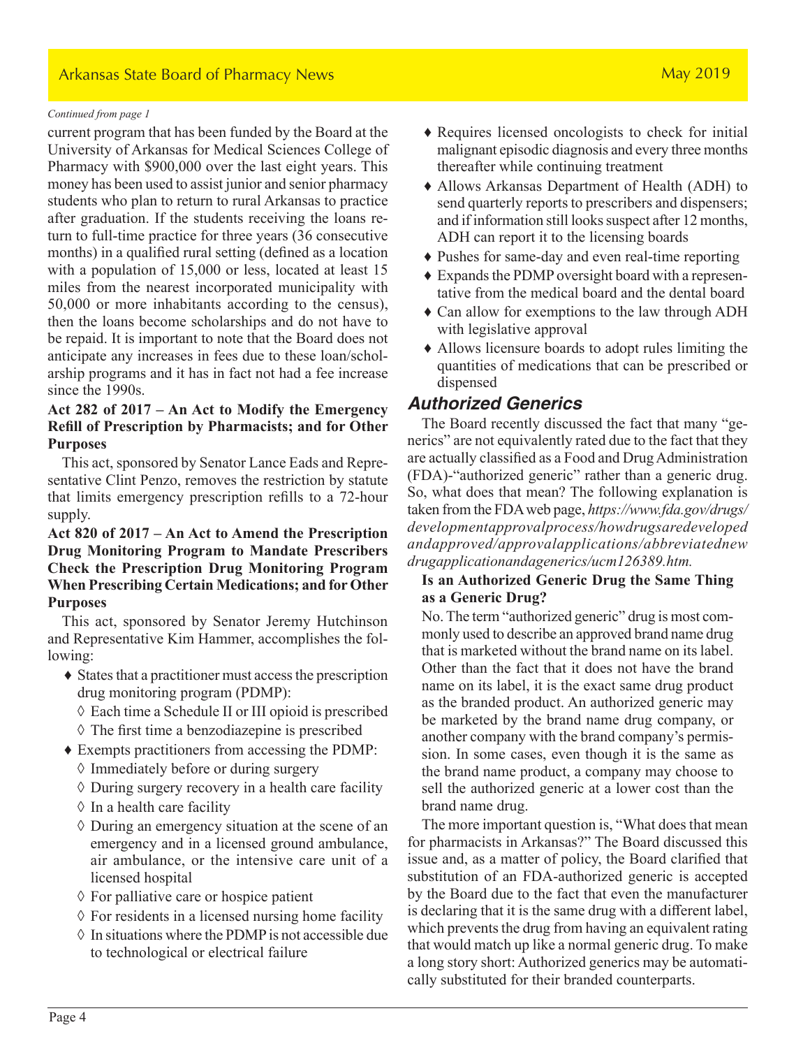*Continued from page 1*

current program that has been funded by the Board at the University of Arkansas for Medical Sciences College of Pharmacy with $900,000 over the last eight years. This money has been used to assist junior and senior pharmacy students who plan to return to rural Arkansas to practice after graduation. If the students receiving the loans return to full-time practice for three years (36 consecutive months) in a qualified rural setting (defined as a location with a population of 15,000 or less, located at least 15 miles from the nearest incorporated municipality with 50,000 or more inhabitants according to the census), then the loans become scholarships and do not have to be repaid. It is important to note that the Board does not anticipate any increases in fees due to these loan/scholarship programs and it has in fact not had a fee increase since the 1990s.

**Act 282 of 2017 – An Act to Modify the Emergency Refill of Prescription by Pharmacists; and for Other Purposes**

This act, sponsored by Senator Lance Eads and Representative Clint Penzo, removes the restriction by statute that limits emergency prescription refills to a 72-hour supply.

**Act 820 of 2017 – An Act to Amend the Prescription Drug Monitoring Program to Mandate Prescribers Check the Prescription Drug Monitoring Program When Prescribing Certain Medications; and for Other Purposes**

This act, sponsored by Senator Jeremy Hutchinson and Representative Kim Hammer, accomplishes the following:

- States that a practitioner must access the prescription drug monitoring program (PDMP):
  - Each time a Schedule II or III opioid is prescribed
  - The first time a benzodiazepine is prescribed
- Exempts practitioners from accessing the PDMP:
  - Immediately before or during surgery
  - During surgery recovery in a health care facility
  - In a health care facility
  - During an emergency situation at the scene of an emergency and in a licensed ground ambulance, air ambulance, or the intensive care unit of a licensed hospital
  - For palliative care or hospice patient
  - For residents in a licensed nursing home facility
  - In situations where the PDMP is not accessible due to technological or electrical failure
- Requires licensed oncologists to check for initial malignant episodic diagnosis and every three months thereafter while continuing treatment
- Allows Arkansas Department of Health (ADH) to send quarterly reports to prescribers and dispensers; and if information still looks suspect after 12 months, ADH can report it to the licensing boards
- Pushes for same-day and even real-time reporting
- Expands the PDMP oversight board with a representative from the medical board and the dental board
- Can allow for exemptions to the law through ADH with legislative approval
- Allows licensure boards to adopt rules limiting the quantities of medications that can be prescribed or dispensed

## *Authorized Generics*

The Board recently discussed the fact that many "generics" are not equivalently rated due to the fact that they are actually classified as a Food and Drug Administration (FDA)-"authorized generic" rather than a generic drug. So, what does that mean? The following explanation is taken from the FDA web page, *https://www.fda.gov/drugs/developmentapprovalprocess/howdrugsaredevelopedandapproved/approvalapplications/abbreviatednewdrugapplicationandagenerics/ucm126389.htm.*

**Is an Authorized Generic Drug the Same Thing as a Generic Drug?**

No. The term "authorized generic" drug is most commonly used to describe an approved brand name drug that is marketed without the brand name on its label. Other than the fact that it does not have the brand name on its label, it is the exact same drug product as the branded product. An authorized generic may be marketed by the brand name drug company, or another company with the brand company's permission. In some cases, even though it is the same as the brand name product, a company may choose to sell the authorized generic at a lower cost than the brand name drug.

The more important question is, "What does that mean for pharmacists in Arkansas?" The Board discussed this issue and, as a matter of policy, the Board clarified that substitution of an FDA-authorized generic is accepted by the Board due to the fact that even the manufacturer is declaring that it is the same drug with a different label, which prevents the drug from having an equivalent rating that would match up like a normal generic drug. To make a long story short: Authorized generics may be automatically substituted for their branded counterparts.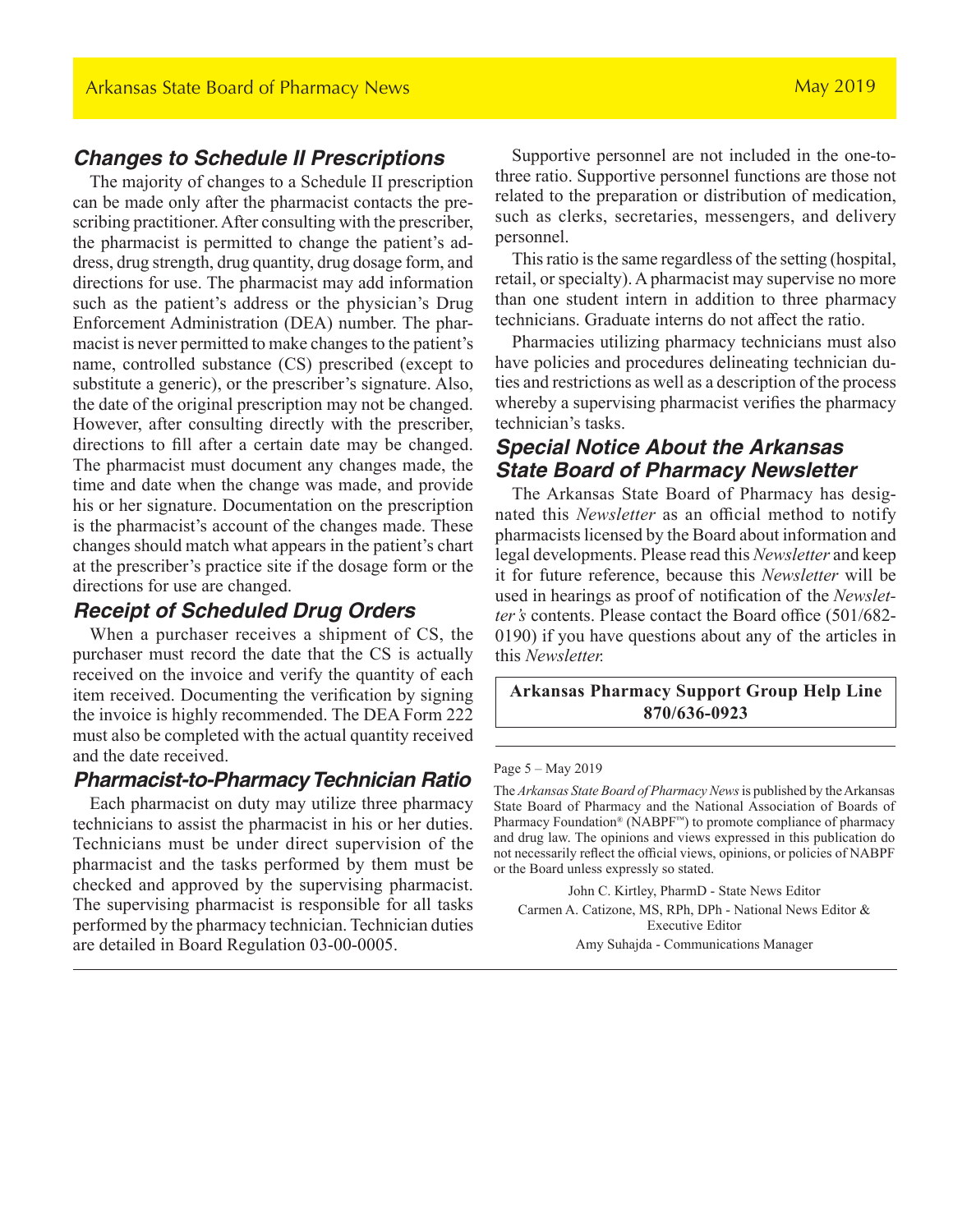## Changes to Schedule II Prescriptions

The majority of changes to a Schedule II prescription can be made only after the pharmacist contacts the prescribing practitioner. After consulting with the prescriber, the pharmacist is permitted to change the patient's address, drug strength, drug quantity, drug dosage form, and directions for use. The pharmacist may add information such as the patient's address or the physician's Drug Enforcement Administration (DEA) number. The pharmacist is never permitted to make changes to the patient's name, controlled substance (CS) prescribed (except to substitute a generic), or the prescriber's signature. Also, the date of the original prescription may not be changed. However, after consulting directly with the prescriber, directions to fill after a certain date may be changed. The pharmacist must document any changes made, the time and date when the change was made, and provide his or her signature. Documentation on the prescription is the pharmacist's account of the changes made. These changes should match what appears in the patient's chart at the prescriber's practice site if the dosage form or the directions for use are changed.

## Receipt of Scheduled Drug Orders

When a purchaser receives a shipment of CS, the purchaser must record the date that the CS is actually received on the invoice and verify the quantity of each item received. Documenting the verification by signing the invoice is highly recommended. The DEA Form 222 must also be completed with the actual quantity received and the date received.

## Pharmacist-to-Pharmacy Technician Ratio

Each pharmacist on duty may utilize three pharmacy technicians to assist the pharmacist in his or her duties. Technicians must be under direct supervision of the pharmacist and the tasks performed by them must be checked and approved by the supervising pharmacist. The supervising pharmacist is responsible for all tasks performed by the pharmacy technician. Technician duties are detailed in Board Regulation 03-00-0005.

Supportive personnel are not included in the one-to-three ratio. Supportive personnel functions are those not related to the preparation or distribution of medication, such as clerks, secretaries, messengers, and delivery personnel.

This ratio is the same regardless of the setting (hospital, retail, or specialty). A pharmacist may supervise no more than one student intern in addition to three pharmacy technicians. Graduate interns do not affect the ratio.

Pharmacies utilizing pharmacy technicians must also have policies and procedures delineating technician duties and restrictions as well as a description of the process whereby a supervising pharmacist verifies the pharmacy technician's tasks.

## Special Notice About the Arkansas State Board of Pharmacy Newsletter

The Arkansas State Board of Pharmacy has designated this *Newsletter* as an official method to notify pharmacists licensed by the Board about information and legal developments. Please read this *Newsletter* and keep it for future reference, because this *Newsletter* will be used in hearings as proof of notification of the *Newsletter's* contents. Please contact the Board office (501/682-0190) if you have questions about any of the articles in this *Newsletter.*

**Arkansas Pharmacy Support Group Help Line**
**870/636-0923**

Page 5 – May 2019

The *Arkansas State Board of Pharmacy News* is published by the Arkansas State Board of Pharmacy and the National Association of Boards of Pharmacy Foundation® (NABPF™) to promote compliance of pharmacy and drug law. The opinions and views expressed in this publication do not necessarily reflect the official views, opinions, or policies of NABPF or the Board unless expressly so stated.

John C. Kirtley, PharmD - State News Editor
Carmen A. Catizone, MS, RPh, DPh - National News Editor & Executive Editor
Amy Suhajda - Communications Manager